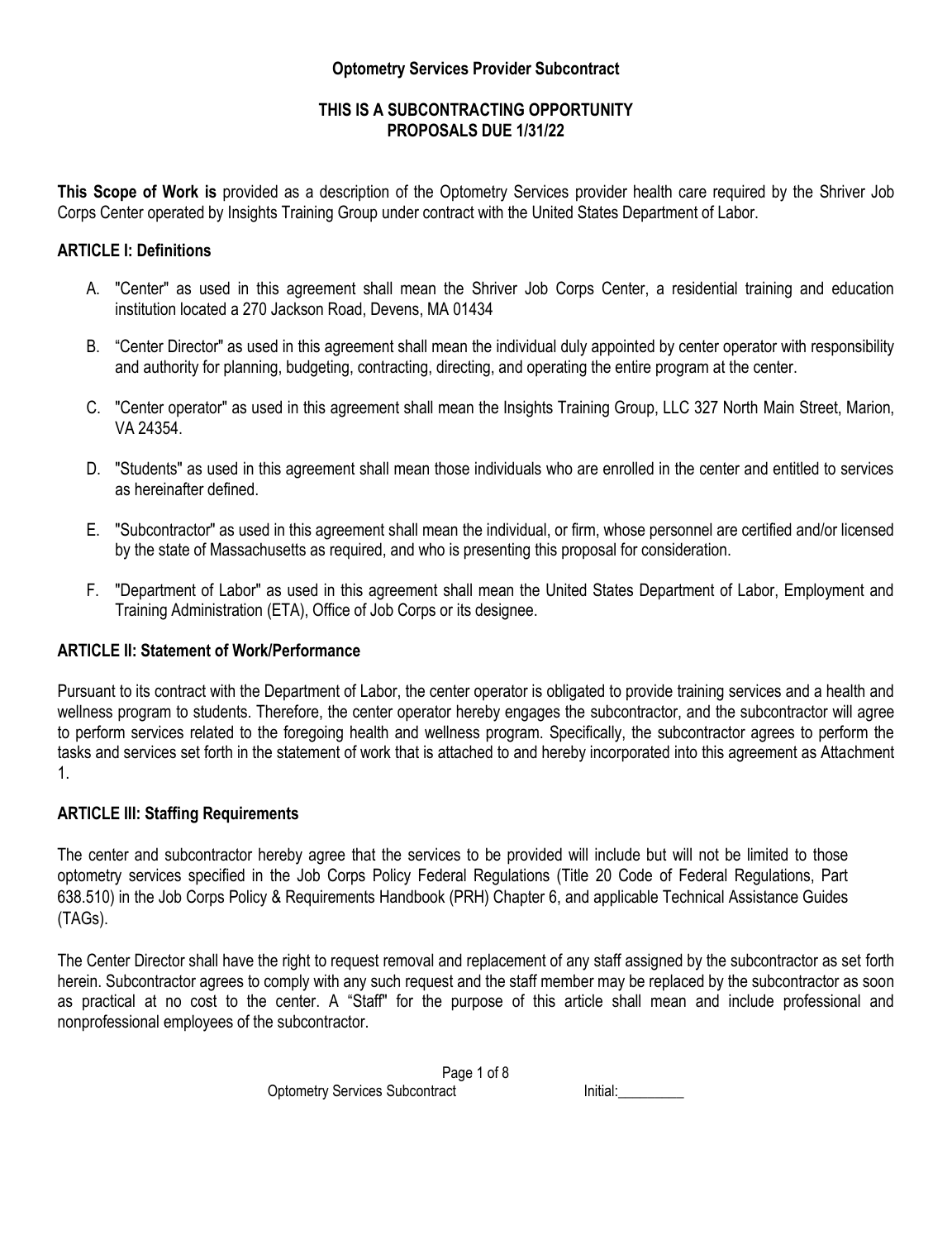# Optometry Services Provider Subcontract

## THIS IS A SUBCONTRACTING OPPORTUNITY
## PROPOSALS DUE 1/31/22

**This Scope of Work is** provided as a description of the Optometry Services provider health care required by the Shriver Job Corps Center operated by Insights Training Group under contract with the United States Department of Labor.

### ARTICLE I: Definitions

A. "Center" as used in this agreement shall mean the Shriver Job Corps Center, a residential training and education institution located a 270 Jackson Road, Devens, MA 01434

B. "Center Director" as used in this agreement shall mean the individual duly appointed by center operator with responsibility and authority for planning, budgeting, contracting, directing, and operating the entire program at the center.

C. "Center operator" as used in this agreement shall mean the Insights Training Group, LLC 327 North Main Street, Marion, VA 24354.

D. "Students" as used in this agreement shall mean those individuals who are enrolled in the center and entitled to services as hereinafter defined.

E. "Subcontractor" as used in this agreement shall mean the individual, or firm, whose personnel are certified and/or licensed by the state of Massachusetts as required, and who is presenting this proposal for consideration.

F. "Department of Labor" as used in this agreement shall mean the United States Department of Labor, Employment and Training Administration (ETA), Office of Job Corps or its designee.

### ARTICLE II: Statement of Work/Performance

Pursuant to its contract with the Department of Labor, the center operator is obligated to provide training services and a health and wellness program to students. Therefore, the center operator hereby engages the subcontractor, and the subcontractor will agree to perform services related to the foregoing health and wellness program. Specifically, the subcontractor agrees to perform the tasks and services set forth in the statement of work that is attached to and hereby incorporated into this agreement as Attachment 1.

### ARTICLE III: Staffing Requirements

The center and subcontractor hereby agree that the services to be provided will include but will not be limited to those optometry services specified in the Job Corps Policy Federal Regulations (Title 20 Code of Federal Regulations, Part 638.510) in the Job Corps Policy & Requirements Handbook (PRH) Chapter 6, and applicable Technical Assistance Guides (TAGs).

The Center Director shall have the right to request removal and replacement of any staff assigned by the subcontractor as set forth herein. Subcontractor agrees to comply with any such request and the staff member may be replaced by the subcontractor as soon as practical at no cost to the center. A "Staff" for the purpose of this article shall mean and include professional and nonprofessional employees of the subcontractor.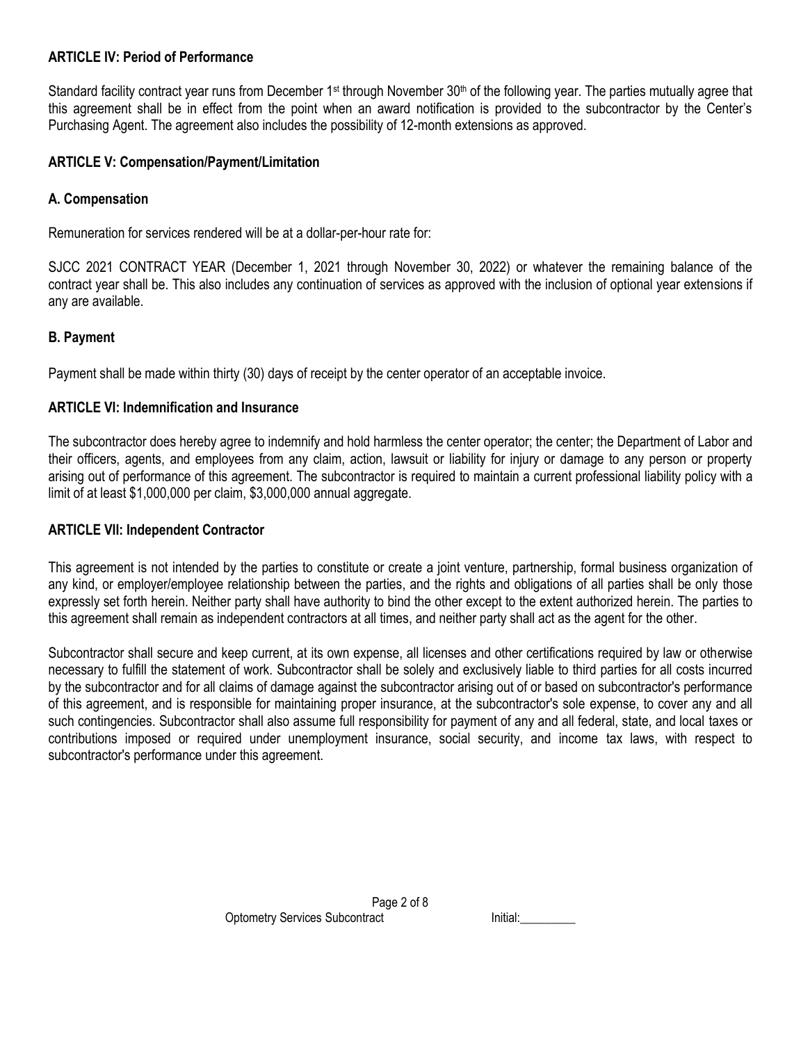### ARTICLE IV: Period of Performance

Standard facility contract year runs from December 1st through November 30th of the following year. The parties mutually agree that this agreement shall be in effect from the point when an award notification is provided to the subcontractor by the Center's Purchasing Agent. The agreement also includes the possibility of 12-month extensions as approved.

### ARTICLE V: Compensation/Payment/Limitation

#### A. Compensation

Remuneration for services rendered will be at a dollar-per-hour rate for:

SJCC 2021 CONTRACT YEAR (December 1, 2021 through November 30, 2022) or whatever the remaining balance of the contract year shall be. This also includes any continuation of services as approved with the inclusion of optional year extensions if any are available.

#### B. Payment

Payment shall be made within thirty (30) days of receipt by the center operator of an acceptable invoice.

### ARTICLE VI: Indemnification and Insurance

The subcontractor does hereby agree to indemnify and hold harmless the center operator; the center; the Department of Labor and their officers, agents, and employees from any claim, action, lawsuit or liability for injury or damage to any person or property arising out of performance of this agreement. The subcontractor is required to maintain a current professional liability policy with a limit of at least $1,000,000 per claim, $3,000,000 annual aggregate.

### ARTICLE VII: Independent Contractor

This agreement is not intended by the parties to constitute or create a joint venture, partnership, formal business organization of any kind, or employer/employee relationship between the parties, and the rights and obligations of all parties shall be only those expressly set forth herein. Neither party shall have authority to bind the other except to the extent authorized herein. The parties to this agreement shall remain as independent contractors at all times, and neither party shall act as the agent for the other.

Subcontractor shall secure and keep current, at its own expense, all licenses and other certifications required by law or otherwise necessary to fulfill the statement of work. Subcontractor shall be solely and exclusively liable to third parties for all costs incurred by the subcontractor and for all claims of damage against the subcontractor arising out of or based on subcontractor's performance of this agreement, and is responsible for maintaining proper insurance, at the subcontractor's sole expense, to cover any and all such contingencies. Subcontractor shall also assume full responsibility for payment of any and all federal, state, and local taxes or contributions imposed or required under unemployment insurance, social security, and income tax laws, with respect to subcontractor's performance under this agreement.

Initial:_________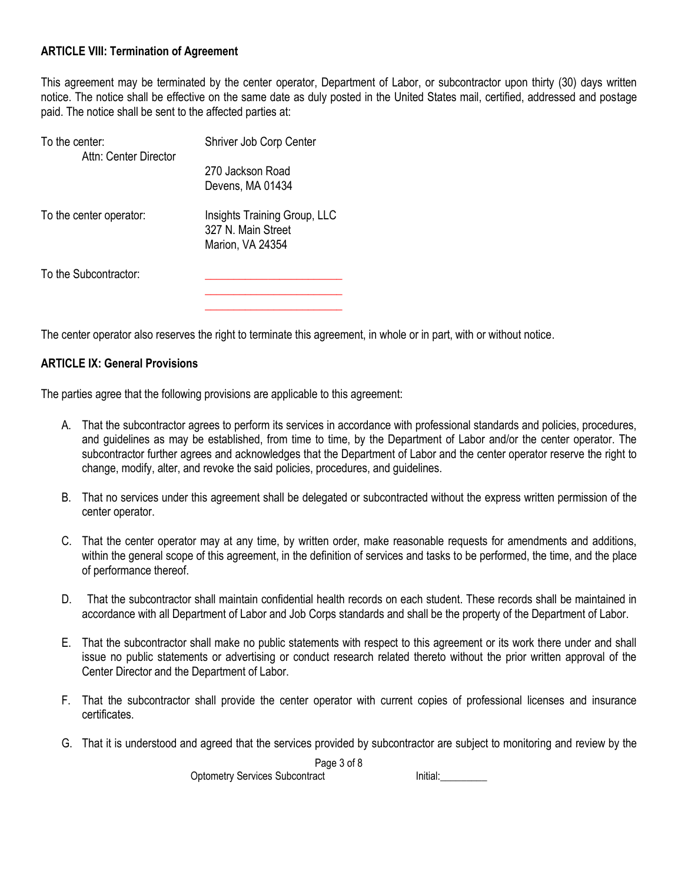**ARTICLE VIII: Termination of Agreement**

This agreement may be terminated by the center operator, Department of Labor, or subcontractor upon thirty (30) days written notice. The notice shall be effective on the same date as duly posted in the United States mail, certified, addressed and postage paid. The notice shall be sent to the affected parties at:

To the center:
Attn: Center Director

Shriver Job Corp Center
270 Jackson Road
Devens, MA 01434

To the center operator:

Insights Training Group, LLC
327 N. Main Street
Marion, VA 24354

To the Subcontractor:

________________________
________________________
________________________

The center operator also reserves the right to terminate this agreement, in whole or in part, with or without notice.

**ARTICLE IX: General Provisions**

The parties agree that the following provisions are applicable to this agreement:

A. That the subcontractor agrees to perform its services in accordance with professional standards and policies, procedures, and guidelines as may be established, from time to time, by the Department of Labor and/or the center operator. The subcontractor further agrees and acknowledges that the Department of Labor and the center operator reserve the right to change, modify, alter, and revoke the said policies, procedures, and guidelines.

B. That no services under this agreement shall be delegated or subcontracted without the express written permission of the center operator.

C. That the center operator may at any time, by written order, make reasonable requests for amendments and additions, within the general scope of this agreement, in the definition of services and tasks to be performed, the time, and the place of performance thereof.

D. That the subcontractor shall maintain confidential health records on each student. These records shall be maintained in accordance with all Department of Labor and Job Corps standards and shall be the property of the Department of Labor.

E. That the subcontractor shall make no public statements with respect to this agreement or its work there under and shall issue no public statements or advertising or conduct research related thereto without the prior written approval of the Center Director and the Department of Labor.

F. That the subcontractor shall provide the center operator with current copies of professional licenses and insurance certificates.

G. That it is understood and agreed that the services provided by subcontractor are subject to monitoring and review by the

Optometry Services Subcontract Initial:_________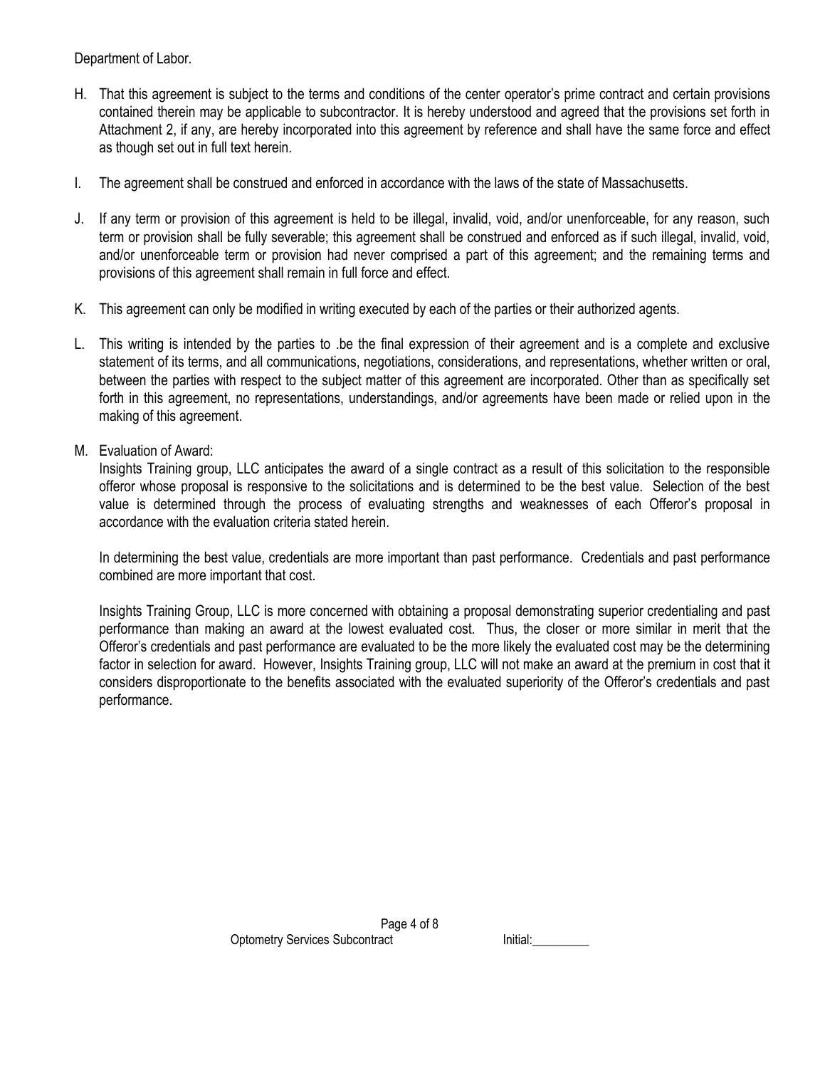Department of Labor.

H. That this agreement is subject to the terms and conditions of the center operator's prime contract and certain provisions contained therein may be applicable to subcontractor. It is hereby understood and agreed that the provisions set forth in Attachment 2, if any, are hereby incorporated into this agreement by reference and shall have the same force and effect as though set out in full text herein.

I. The agreement shall be construed and enforced in accordance with the laws of the state of Massachusetts.

J. If any term or provision of this agreement is held to be illegal, invalid, void, and/or unenforceable, for any reason, such term or provision shall be fully severable; this agreement shall be construed and enforced as if such illegal, invalid, void, and/or unenforceable term or provision had never comprised a part of this agreement; and the remaining terms and provisions of this agreement shall remain in full force and effect.

K. This agreement can only be modified in writing executed by each of the parties or their authorized agents.

L. This writing is intended by the parties to .be the final expression of their agreement and is a complete and exclusive statement of its terms, and all communications, negotiations, considerations, and representations, whether written or oral, between the parties with respect to the subject matter of this agreement are incorporated. Other than as specifically set forth in this agreement, no representations, understandings, and/or agreements have been made or relied upon in the making of this agreement.

M. Evaluation of Award:

   Insights Training group, LLC anticipates the award of a single contract as a result of this solicitation to the responsible offeror whose proposal is responsive to the solicitations and is determined to be the best value. Selection of the best value is determined through the process of evaluating strengths and weaknesses of each Offeror's proposal in accordance with the evaluation criteria stated herein.

   In determining the best value, credentials are more important than past performance. Credentials and past performance combined are more important that cost.

   Insights Training Group, LLC is more concerned with obtaining a proposal demonstrating superior credentialing and past performance than making an award at the lowest evaluated cost. Thus, the closer or more similar in merit that the Offeror's credentials and past performance are evaluated to be the more likely the evaluated cost may be the determining factor in selection for award. However, Insights Training group, LLC will not make an award at the premium in cost that it considers disproportionate to the benefits associated with the evaluated superiority of the Offeror's credentials and past performance.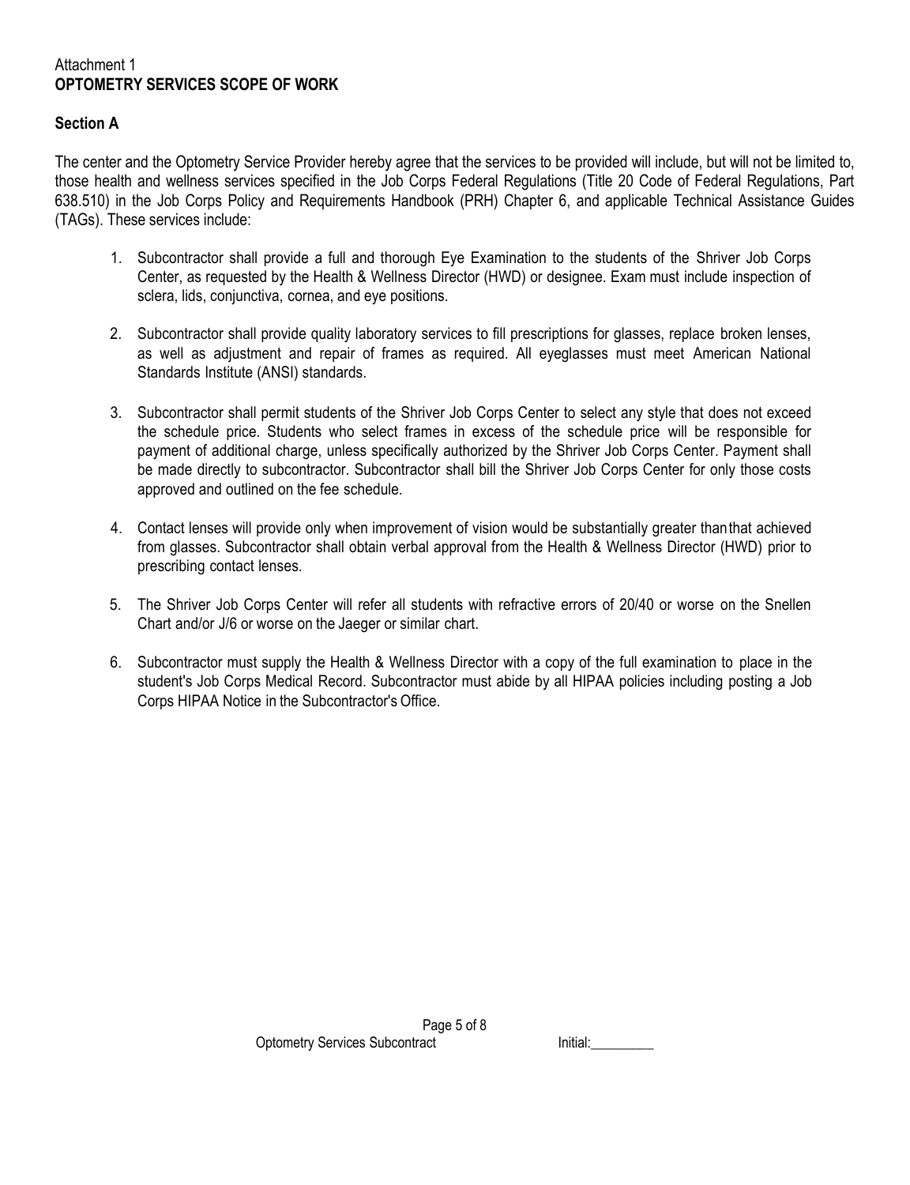Attachment 1
**OPTOMETRY SERVICES SCOPE OF WORK**

## Section A

The center and the Optometry Service Provider hereby agree that the services to be provided will include, but will not be limited to, those health and wellness services specified in the Job Corps Federal Regulations (Title 20 Code of Federal Regulations, Part 638.510) in the Job Corps Policy and Requirements Handbook (PRH) Chapter 6, and applicable Technical Assistance Guides (TAGs). These services include:

1. Subcontractor shall provide a full and thorough Eye Examination to the students of the Shriver Job Corps Center, as requested by the Health & Wellness Director (HWD) or designee. Exam must include inspection of sclera, lids, conjunctiva, cornea, and eye positions.

2. Subcontractor shall provide quality laboratory services to fill prescriptions for glasses, replace broken lenses, as well as adjustment and repair of frames as required. All eyeglasses must meet American National Standards Institute (ANSI) standards.

3. Subcontractor shall permit students of the Shriver Job Corps Center to select any style that does not exceed the schedule price. Students who select frames in excess of the schedule price will be responsible for payment of additional charge, unless specifically authorized by the Shriver Job Corps Center. Payment shall be made directly to subcontractor. Subcontractor shall bill the Shriver Job Corps Center for only those costs approved and outlined on the fee schedule.

4. Contact lenses will provide only when improvement of vision would be substantially greater than that achieved from glasses. Subcontractor shall obtain verbal approval from the Health & Wellness Director (HWD) prior to prescribing contact lenses.

5. The Shriver Job Corps Center will refer all students with refractive errors of 20/40 or worse on the Snellen Chart and/or J/6 or worse on the Jaeger or similar chart.

6. Subcontractor must supply the Health & Wellness Director with a copy of the full examination to place in the student's Job Corps Medical Record. Subcontractor must abide by all HIPAA policies including posting a Job Corps HIPAA Notice in the Subcontractor's Office.

Optometry Services Subcontract Initial:_________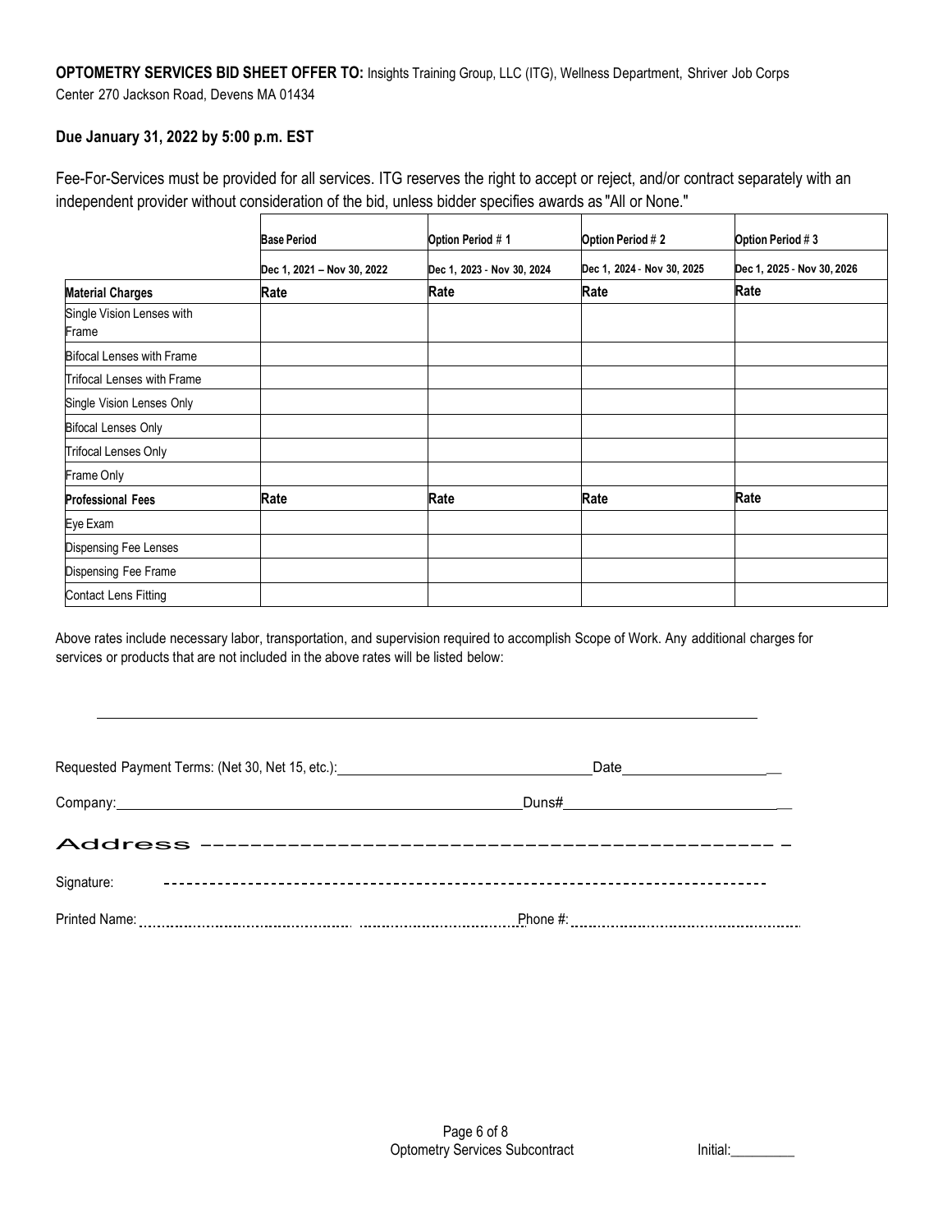**OPTOMETRY SERVICES BID SHEET OFFER TO:** Insights Training Group, LLC (ITG), Wellness Department, Shriver Job Corps Center 270 Jackson Road, Devens MA 01434

**Due January 31, 2022 by 5:00 p.m. EST**

Fee-For-Services must be provided for all services. ITG reserves the right to accept or reject, and/or contract separately with an independent provider without consideration of the bid, unless bidder specifies awards as "All or None."

| | Base Period | Option Period # 1 | Option Period # 2 | Option Period # 3 |
|---|---|---|---|---|
| | Dec 1, 2021 – Nov 30, 2022 | Dec 1, 2023 - Nov 30, 2024 | Dec 1, 2024 - Nov 30, 2025 | Dec 1, 2025 - Nov 30, 2026 |
| **Material Charges** | **Rate** | **Rate** | **Rate** | **Rate** |
| Single Vision Lenses with Frame | | | | |
| Bifocal Lenses with Frame | | | | |
| Trifocal Lenses with Frame | | | | |
| Single Vision Lenses Only | | | | |
| Bifocal Lenses Only | | | | |
| Trifocal Lenses Only | | | | |
| Frame Only | | | | |
| **Professional Fees** | **Rate** | **Rate** | **Rate** | **Rate** |
| Eye Exam | | | | |
| Dispensing Fee Lenses | | | | |
| Dispensing Fee Frame | | | | |
| Contact Lens Fitting | | | | |

Above rates include necessary labor, transportation, and supervision required to accomplish Scope of Work. Any additional charges for services or products that are not included in the above rates will be listed below:

______________________________________________________________________________

Requested Payment Terms: (Net 30, Net 15, etc.): ______________________________ Date ____________________

Company: ______________________________________________ Duns# ____________________________

Address ______________________________________________

Signature: ______________________________________________

Printed Name: ______________________________ Phone #: ______________________________

Initial: _________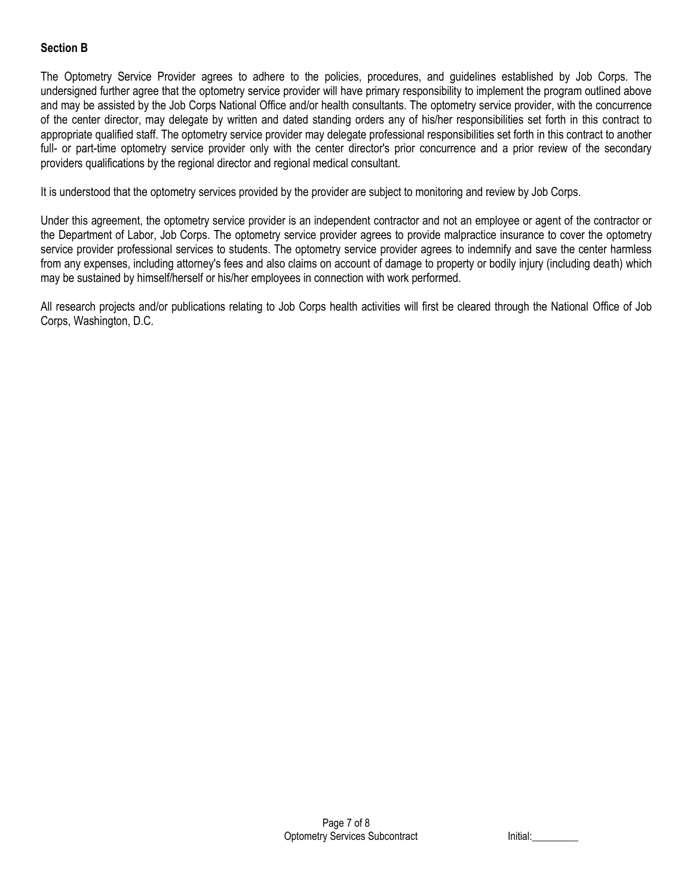**Section B**

The Optometry Service Provider agrees to adhere to the policies, procedures, and guidelines established by Job Corps. The undersigned further agree that the optometry service provider will have primary responsibility to implement the program outlined above and may be assisted by the Job Corps National Office and/or health consultants. The optometry service provider, with the concurrence of the center director, may delegate by written and dated standing orders any of his/her responsibilities set forth in this contract to appropriate qualified staff. The optometry service provider may delegate professional responsibilities set forth in this contract to another full- or part-time optometry service provider only with the center director's prior concurrence and a prior review of the secondary providers qualifications by the regional director and regional medical consultant.

It is understood that the optometry services provided by the provider are subject to monitoring and review by Job Corps.

Under this agreement, the optometry service provider is an independent contractor and not an employee or agent of the contractor or the Department of Labor, Job Corps. The optometry service provider agrees to provide malpractice insurance to cover the optometry service provider professional services to students. The optometry service provider agrees to indemnify and save the center harmless from any expenses, including attorney's fees and also claims on account of damage to property or bodily injury (including death) which may be sustained by himself/herself or his/her employees in connection with work performed.

All research projects and/or publications relating to Job Corps health activities will first be cleared through the National Office of Job Corps, Washington, D.C.

Initial:_________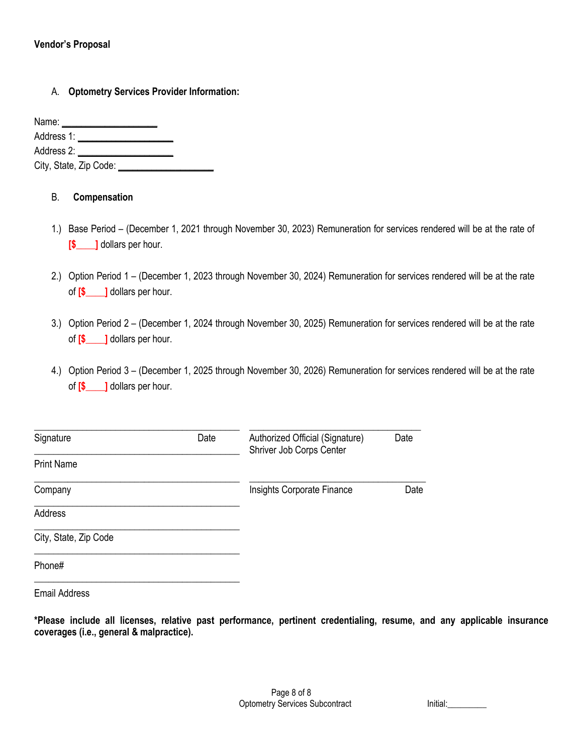**Vendor's Proposal**

A. **Optometry Services Provider Information:**

Name: ____________________
Address 1: ____________________
Address 2: ____________________
City, State, Zip Code: ____________________

B. **Compensation**

1.) Base Period – (December 1, 2021 through November 30, 2023) Remuneration for services rendered will be at the rate of **[$____]** dollars per hour.

2.) Option Period 1 – (December 1, 2023 through November 30, 2024) Remuneration for services rendered will be at the rate of **[$____]** dollars per hour.

3.) Option Period 2 – (December 1, 2024 through November 30, 2025) Remuneration for services rendered will be at the rate of **[$____]** dollars per hour.

4.) Option Period 3 – (December 1, 2025 through November 30, 2026) Remuneration for services rendered will be at the rate of **[$____]** dollars per hour.

| | |
|---|---|
| ______________________________ | ______________________________ |
| Signature Date | Authorized Official (Signature) Date<br>Shriver Job Corps Center |
| ______________________________ | |
| Print Name | |
| ______________________________ | ______________________________ |
| Company | Insights Corporate Finance Date |
| ______________________________ | |
| Address | |
| ______________________________ | |
| City, State, Zip Code | |
| ______________________________ | |
| Phone# | |
| ______________________________ | |
| Email Address | |

***Please include all licenses, relative past performance, pertinent credentialing, resume, and any applicable insurance coverages (i.e., general & malpractice).**

Optometry Services Subcontract

Initial:_________